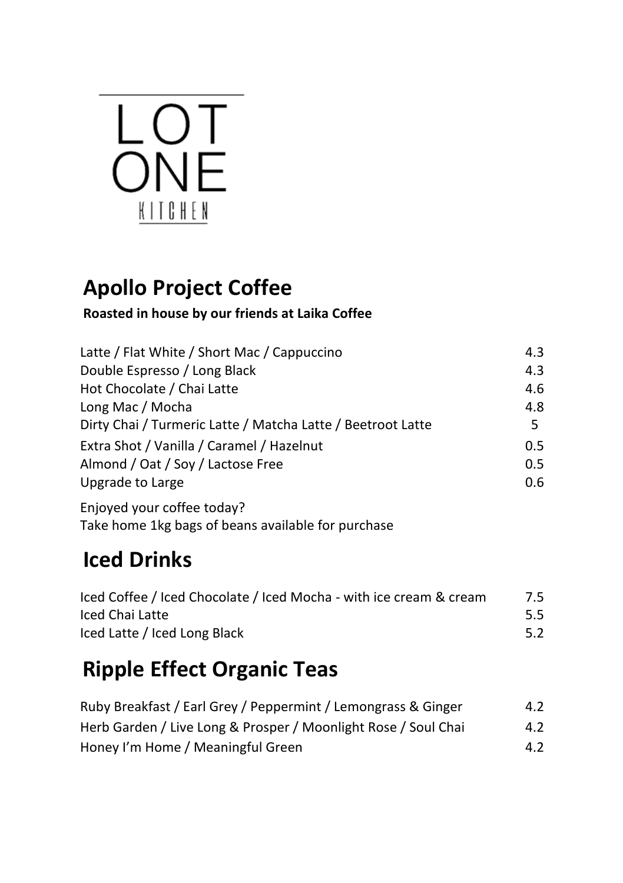# LOT ONE KITCHEN

## Apollo Project Coffee

**Roasted in house by our friends at Laika Coffee**

| Item | Price |
| --- | --- |
| Latte / Flat White / Short Mac / Cappuccino | 4.3 |
| Double Espresso / Long Black | 4.3 |
| Hot Chocolate / Chai Latte | 4.6 |
| Long Mac / Mocha | 4.8 |
| Dirty Chai / Turmeric Latte / Matcha Latte / Beetroot Latte | 5 |
| Extra Shot / Vanilla / Caramel / Hazelnut | 0.5 |
| Almond / Oat / Soy / Lactose Free | 0.5 |
| Upgrade to Large | 0.6 |

Enjoyed your coffee today?
Take home 1kg bags of beans available for purchase

## Iced Drinks

| Item | Price |
| --- | --- |
| Iced Coffee / Iced Chocolate / Iced Mocha - with ice cream & cream | 7.5 |
| Iced Chai Latte | 5.5 |
| Iced Latte / Iced Long Black | 5.2 |

## Ripple Effect Organic Teas

| Item | Price |
| --- | --- |
| Ruby Breakfast / Earl Grey / Peppermint / Lemongrass & Ginger | 4.2 |
| Herb Garden / Live Long & Prosper / Moonlight Rose / Soul Chai | 4.2 |
| Honey I'm Home / Meaningful Green | 4.2 |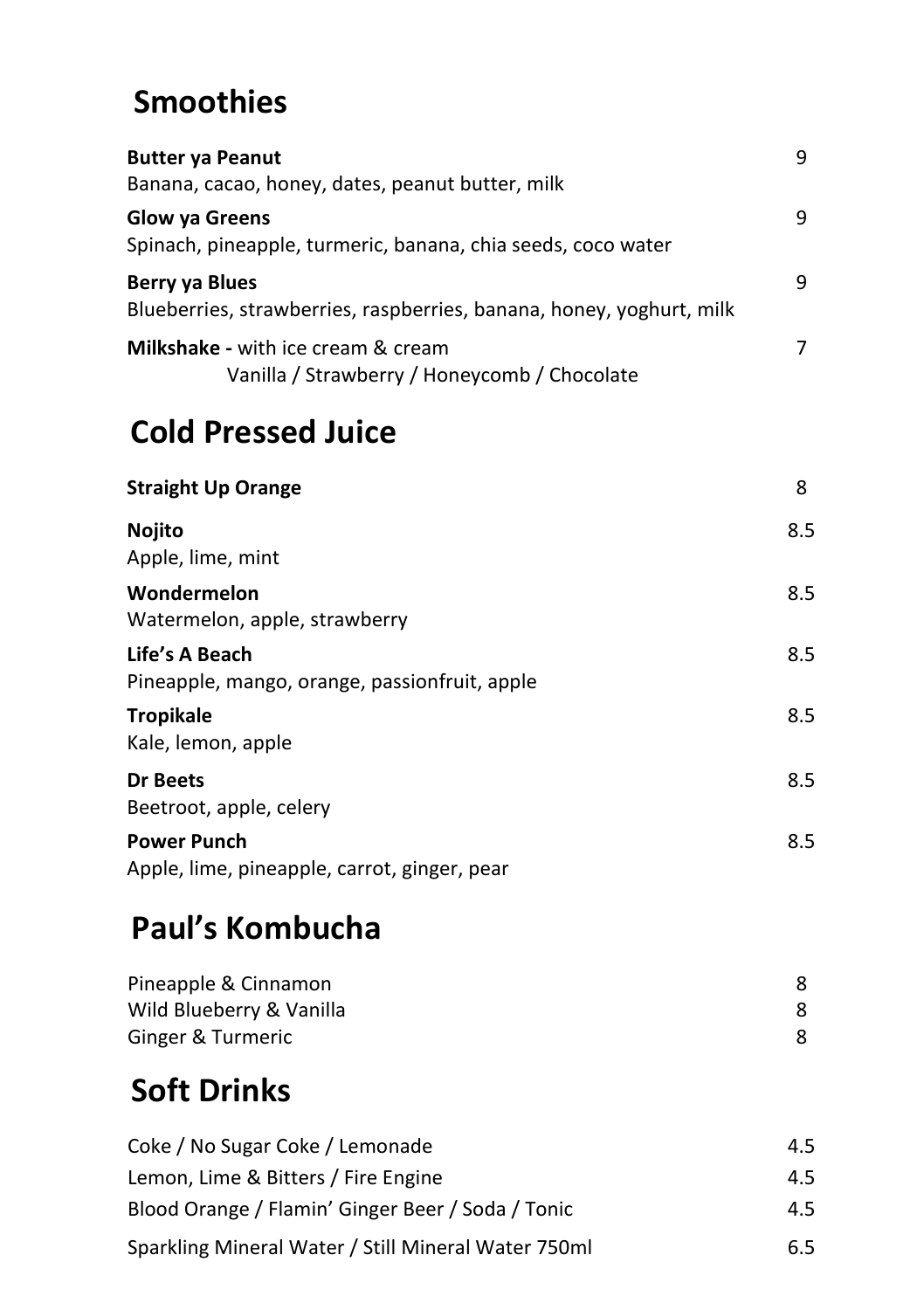## Smoothies

**Butter ya Peanut** 9
Banana, cacao, honey, dates, peanut butter, milk

**Glow ya Greens** 9
Spinach, pineapple, turmeric, banana, chia seeds, coco water

**Berry ya Blues** 9
Blueberries, strawberries, raspberries, banana, honey, yoghurt, milk

**Milkshake -** with ice cream & cream 7
Vanilla / Strawberry / Honeycomb / Chocolate

## Cold Pressed Juice

**Straight Up Orange** 8

**Nojito** 8.5
Apple, lime, mint

**Wondermelon** 8.5
Watermelon, apple, strawberry

**Life's A Beach** 8.5
Pineapple, mango, orange, passionfruit, apple

**Tropikale** 8.5
Kale, lemon, apple

**Dr Beets** 8.5
Beetroot, apple, celery

**Power Punch** 8.5
Apple, lime, pineapple, carrot, ginger, pear

## Paul's Kombucha

Pineapple & Cinnamon 8
Wild Blueberry & Vanilla 8
Ginger & Turmeric 8

## Soft Drinks

Coke / No Sugar Coke / Lemonade 4.5
Lemon, Lime & Bitters / Fire Engine 4.5
Blood Orange / Flamin' Ginger Beer / Soda / Tonic 4.5
Sparkling Mineral Water / Still Mineral Water 750ml 6.5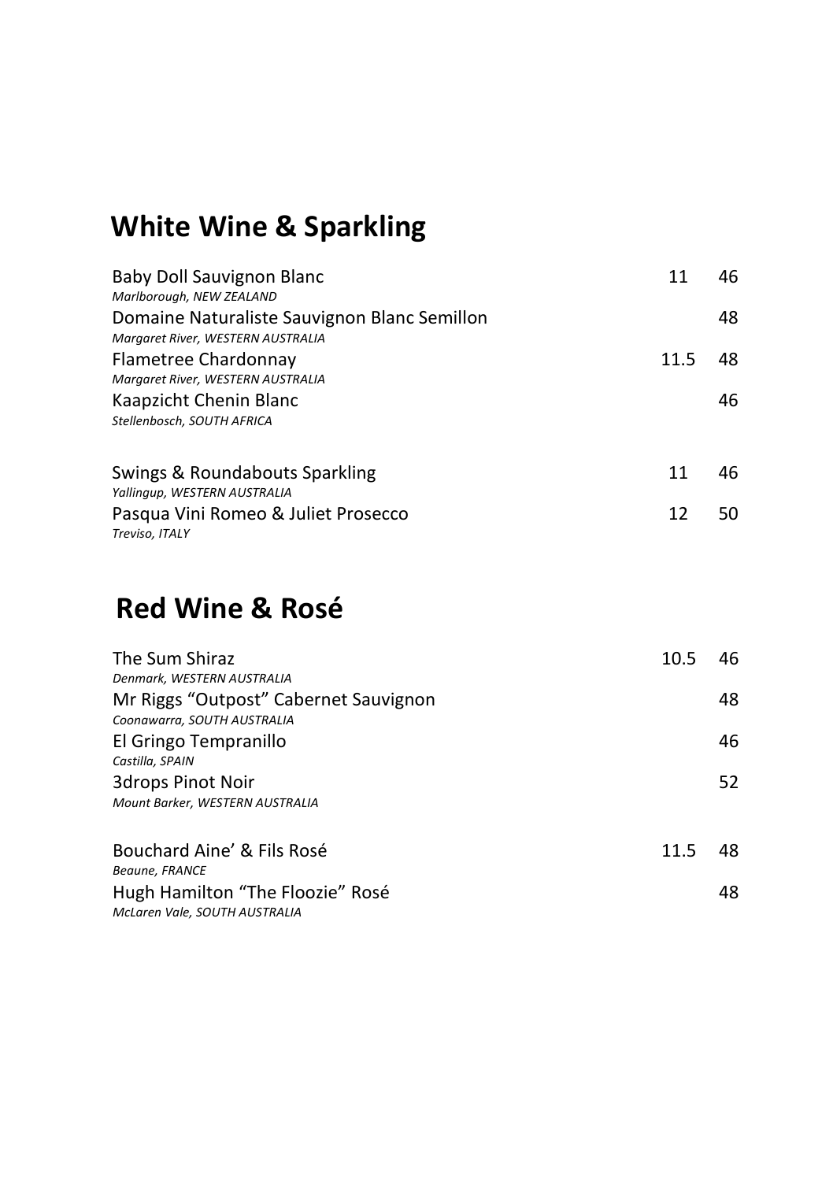## White Wine & Sparkling

| Wine | Glass | Bottle |
|---|---|---|
| Baby Doll Sauvignon Blanc<br>*Marlborough, NEW ZEALAND* | 11 | 46 |
| Domaine Naturaliste Sauvignon Blanc Semillon<br>*Margaret River, WESTERN AUSTRALIA* | | 48 |
| Flametree Chardonnay<br>*Margaret River, WESTERN AUSTRALIA* | 11.5 | 48 |
| Kaapzicht Chenin Blanc<br>*Stellenbosch, SOUTH AFRICA* | | 46 |
| Swings & Roundabouts Sparkling<br>*Yallingup, WESTERN AUSTRALIA* | 11 | 46 |
| Pasqua Vini Romeo & Juliet Prosecco<br>*Treviso, ITALY* | 12 | 50 |

## Red Wine & Rosé

| Wine | Glass | Bottle |
|---|---|---|
| The Sum Shiraz<br>*Denmark, WESTERN AUSTRALIA* | 10.5 | 46 |
| Mr Riggs “Outpost” Cabernet Sauvignon<br>*Coonawarra, SOUTH AUSTRALIA* | | 48 |
| El Gringo Tempranillo<br>*Castilla, SPAIN* | | 46 |
| 3drops Pinot Noir<br>*Mount Barker, WESTERN AUSTRALIA* | | 52 |
| Bouchard Aine’ & Fils Rosé<br>*Beaune, FRANCE* | 11.5 | 48 |
| Hugh Hamilton “The Floozie” Rosé<br>*McLaren Vale, SOUTH AUSTRALIA* | | 48 |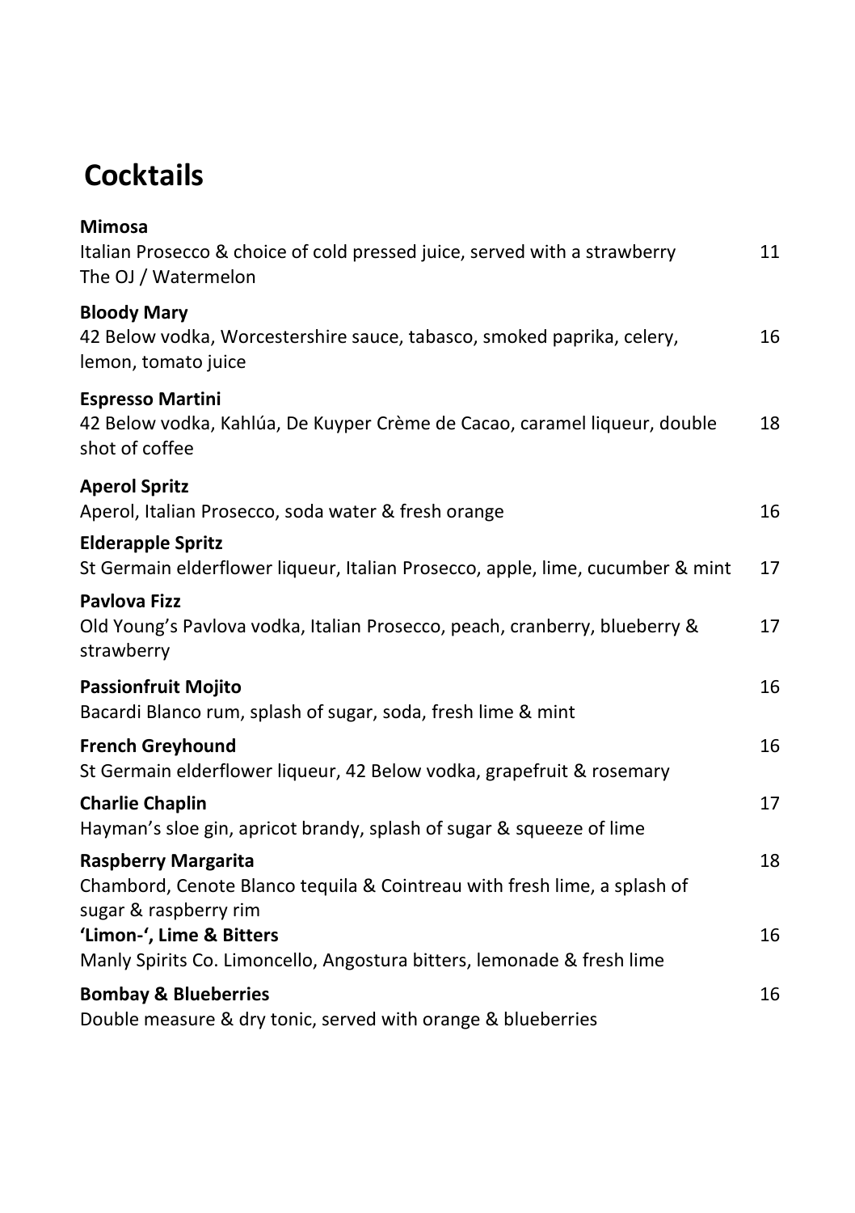# Cocktails

**Mimosa**
Italian Prosecco & choice of cold pressed juice, served with a strawberry — 11
The OJ / Watermelon

**Bloody Mary**
42 Below vodka, Worcestershire sauce, tabasco, smoked paprika, celery, lemon, tomato juice — 16

**Espresso Martini**
42 Below vodka, Kahlúa, De Kuyper Crème de Cacao, caramel liqueur, double shot of coffee — 18

**Aperol Spritz**
Aperol, Italian Prosecco, soda water & fresh orange — 16

**Elderapple Spritz**
St Germain elderflower liqueur, Italian Prosecco, apple, lime, cucumber & mint — 17

**Pavlova Fizz**
Old Young's Pavlova vodka, Italian Prosecco, peach, cranberry, blueberry & strawberry — 17

**Passionfruit Mojito** — 16
Bacardi Blanco rum, splash of sugar, soda, fresh lime & mint

**French Greyhound** — 16
St Germain elderflower liqueur, 42 Below vodka, grapefruit & rosemary

**Charlie Chaplin** — 17
Hayman's sloe gin, apricot brandy, splash of sugar & squeeze of lime

**Raspberry Margarita** — 18
Chambord, Cenote Blanco tequila & Cointreau with fresh lime, a splash of sugar & raspberry rim

**'Limon-', Lime & Bitters** — 16
Manly Spirits Co. Limoncello, Angostura bitters, lemonade & fresh lime

**Bombay & Blueberries** — 16
Double measure & dry tonic, served with orange & blueberries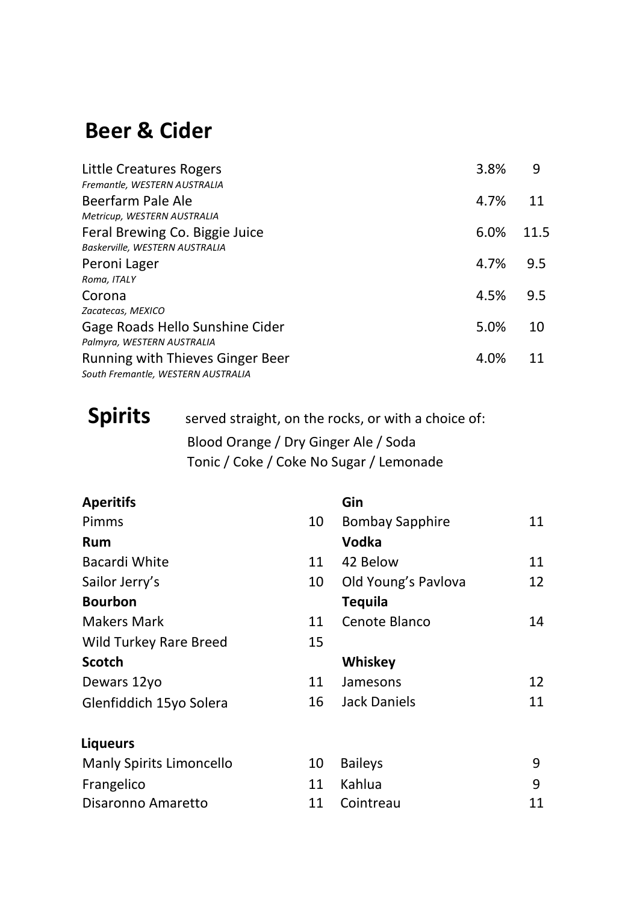## Beer & Cider

| | | |
|---|---|---|
| Little Creatures Rogers<br>*Fremantle, WESTERN AUSTRALIA* | 3.8% | 9 |
| Beerfarm Pale Ale<br>*Metricup, WESTERN AUSTRALIA* | 4.7% | 11 |
| Feral Brewing Co. Biggie Juice<br>*Baskerville, WESTERN AUSTRALIA* | 6.0% | 11.5 |
| Peroni Lager<br>*Roma, ITALY* | 4.7% | 9.5 |
| Corona<br>*Zacatecas, MEXICO* | 4.5% | 9.5 |
| Gage Roads Hello Sunshine Cider<br>*Palmyra, WESTERN AUSTRALIA* | 5.0% | 10 |
| Running with Thieves Ginger Beer<br>*South Fremantle, WESTERN AUSTRALIA* | 4.0% | 11 |

## Spirits

served straight, on the rocks, or with a choice of:
Blood Orange / Dry Ginger Ale / Soda
Tonic / Coke / Coke No Sugar / Lemonade

| | | | |
|---|---|---|---|
| **Aperitifs** | | **Gin** | |
| Pimms | 10 | Bombay Sapphire | 11 |
| **Rum** | | **Vodka** | |
| Bacardi White | 11 | 42 Below | 11 |
| Sailor Jerry's | 10 | Old Young's Pavlova | 12 |
| **Bourbon** | | **Tequila** | |
| Makers Mark | 11 | Cenote Blanco | 14 |
| Wild Turkey Rare Breed | 15 | | |
| **Scotch** | | **Whiskey** | |
| Dewars 12yo | 11 | Jamesons | 12 |
| Glenfiddich 15yo Solera | 16 | Jack Daniels | 11 |

**Liqueurs**

| | | | |
|---|---|---|---|
| Manly Spirits Limoncello | 10 | Baileys | 9 |
| Frangelico | 11 | Kahlua | 9 |
| Disaronno Amaretto | 11 | Cointreau | 11 |